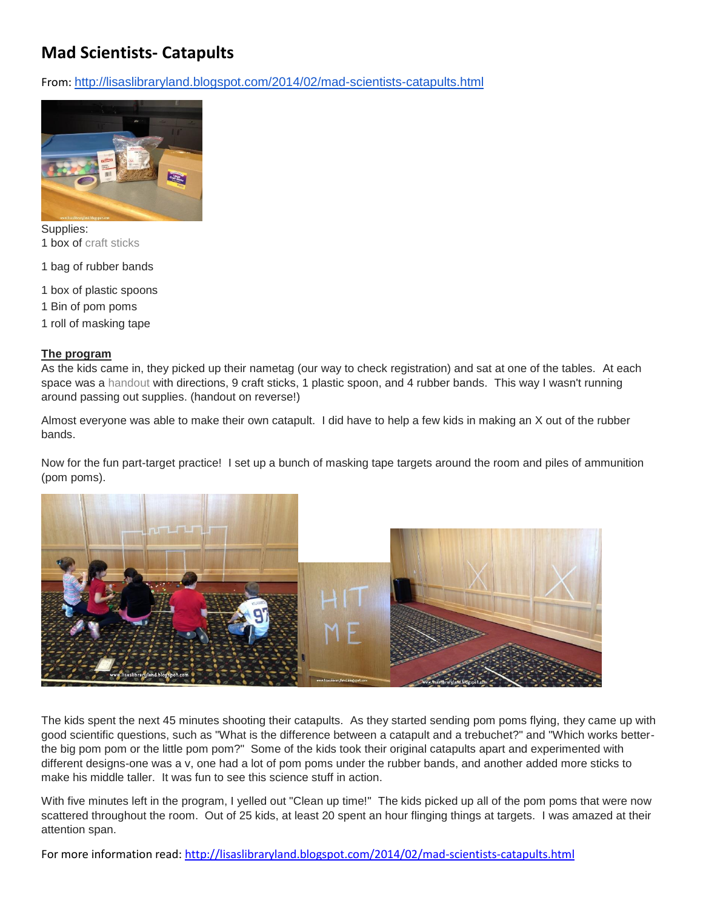# Mad Scientists- Catapults

From: http://lisaslibraryland.blogspot.com/2014/02/mad-scientists-catapults.html

Supplies:
1 box of craft sticks

1 bag of rubber bands

1 box of plastic spoons
1 Bin of pom poms
1 roll of masking tape

**The program**

As the kids came in, they picked up their nametag (our way to check registration) and sat at one of the tables. At each space was a handout with directions, 9 craft sticks, 1 plastic spoon, and 4 rubber bands. This way I wasn't running around passing out supplies. (handout on reverse!)

Almost everyone was able to make their own catapult. I did have to help a few kids in making an X out of the rubber bands.

Now for the fun part-target practice! I set up a bunch of masking tape targets around the room and piles of ammunition (pom poms).

The kids spent the next 45 minutes shooting their catapults. As they started sending pom poms flying, they came up with good scientific questions, such as "What is the difference between a catapult and a trebuchet?" and "Which works better- the big pom pom or the little pom pom?" Some of the kids took their original catapults apart and experimented with different designs-one was a v, one had a lot of pom poms under the rubber bands, and another added more sticks to make his middle taller. It was fun to see this science stuff in action.

With five minutes left in the program, I yelled out "Clean up time!" The kids picked up all of the pom poms that were now scattered throughout the room. Out of 25 kids, at least 20 spent an hour flinging things at targets. I was amazed at their attention span.

For more information read: http://lisaslibraryland.blogspot.com/2014/02/mad-scientists-catapults.html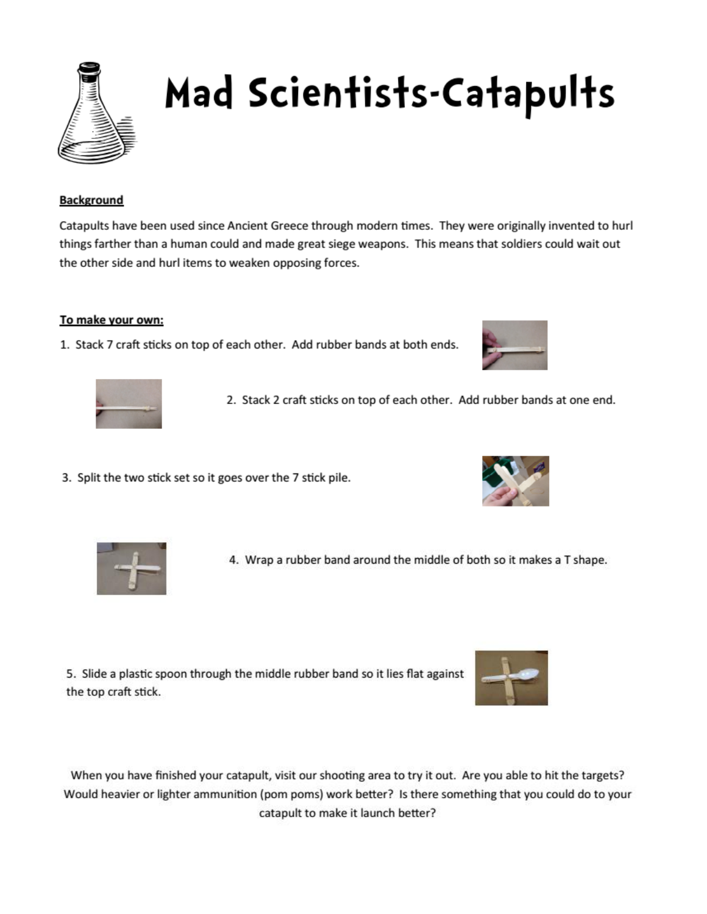# Mad Scientists-Catapults

**Background**

Catapults have been used since Ancient Greece through modern times. They were originally invented to hurl things farther than a human could and made great siege weapons. This means that soldiers could wait out the other side and hurl items to weaken opposing forces.

**To make your own:**

1. Stack 7 craft sticks on top of each other. Add rubber bands at both ends.
2. Stack 2 craft sticks on top of each other. Add rubber bands at one end.
3. Split the two stick set so it goes over the 7 stick pile.
4. Wrap a rubber band around the middle of both so it makes a T shape.
5. Slide a plastic spoon through the middle rubber band so it lies flat against the top craft stick.

When you have finished your catapult, visit our shooting area to try it out. Are you able to hit the targets? Would heavier or lighter ammunition (pom poms) work better? Is there something that you could do to your catapult to make it launch better?